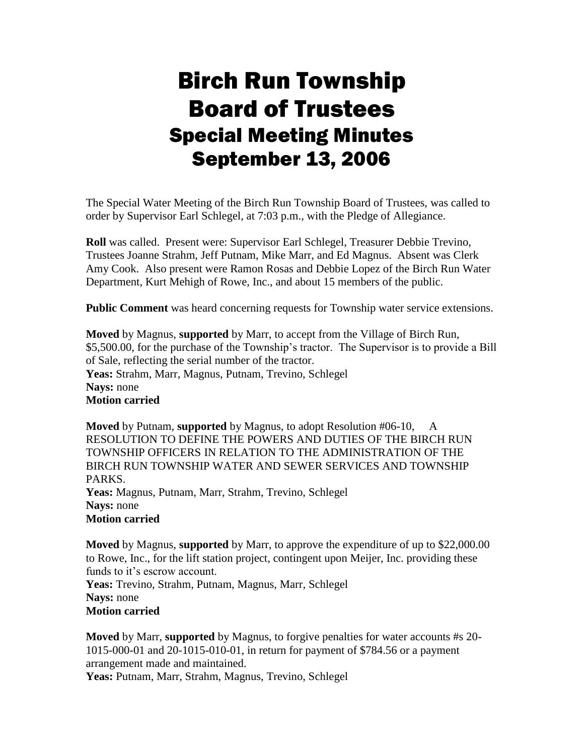# Birch Run Township
# Board of Trustees
## Special Meeting Minutes
## September 13, 2006

The Special Water Meeting of the Birch Run Township Board of Trustees, was called to order by Supervisor Earl Schlegel, at 7:03 p.m., with the Pledge of Allegiance.

**Roll** was called. Present were: Supervisor Earl Schlegel, Treasurer Debbie Trevino, Trustees Joanne Strahm, Jeff Putnam, Mike Marr, and Ed Magnus. Absent was Clerk Amy Cook. Also present were Ramon Rosas and Debbie Lopez of the Birch Run Water Department, Kurt Mehigh of Rowe, Inc., and about 15 members of the public.

**Public Comment** was heard concerning requests for Township water service extensions.

**Moved** by Magnus, **supported** by Marr, to accept from the Village of Birch Run, $5,500.00, for the purchase of the Township's tractor. The Supervisor is to provide a Bill of Sale, reflecting the serial number of the tractor.
**Yeas:** Strahm, Marr, Magnus, Putnam, Trevino, Schlegel
**Nays:** none
**Motion carried**

**Moved** by Putnam, **supported** by Magnus, to adopt Resolution #06-10, A RESOLUTION TO DEFINE THE POWERS AND DUTIES OF THE BIRCH RUN TOWNSHIP OFFICERS IN RELATION TO THE ADMINISTRATION OF THE BIRCH RUN TOWNSHIP WATER AND SEWER SERVICES AND TOWNSHIP PARKS.
**Yeas:** Magnus, Putnam, Marr, Strahm, Trevino, Schlegel
**Nays:** none
**Motion carried**

**Moved** by Magnus, **supported** by Marr, to approve the expenditure of up to $22,000.00 to Rowe, Inc., for the lift station project, contingent upon Meijer, Inc. providing these funds to it's escrow account.
**Yeas:** Trevino, Strahm, Putnam, Magnus, Marr, Schlegel
**Nays:** none
**Motion carried**

**Moved** by Marr, **supported** by Magnus, to forgive penalties for water accounts #s 20-1015-000-01 and 20-1015-010-01, in return for payment of $784.56 or a payment arrangement made and maintained.
**Yeas:** Putnam, Marr, Strahm, Magnus, Trevino, Schlegel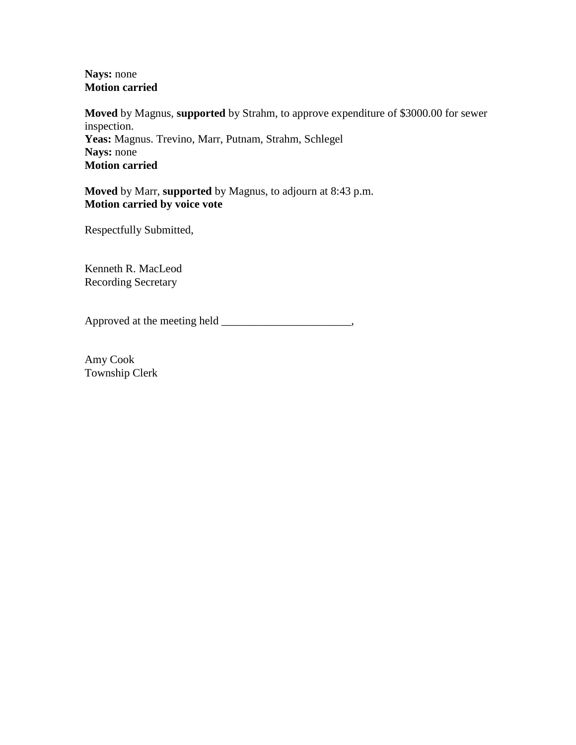**Nays:** none
**Motion carried**

**Moved** by Magnus, **supported** by Strahm, to approve expenditure of $3000.00 for sewer inspection.
**Yeas:** Magnus. Trevino, Marr, Putnam, Strahm, Schlegel
**Nays:** none
**Motion carried**

**Moved** by Marr, **supported** by Magnus, to adjourn at 8:43 p.m.
**Motion carried by voice vote**

Respectfully Submitted,

Kenneth R. MacLeod
Recording Secretary

Approved at the meeting held _______________________,

Amy Cook
Township Clerk